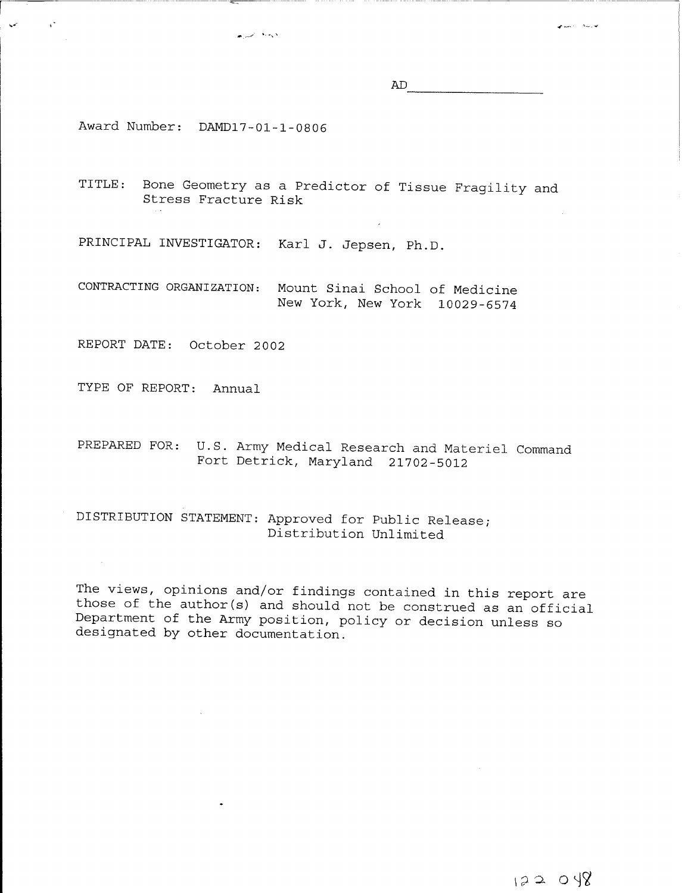AD_______________

Award Number: DAMD17-01-1-0806

TITLE: Bone Geometry as a Predictor of Tissue Fragility and Stress Fracture Risk

PRINCIPAL INVESTIGATOR: Karl J. Jepsen, Ph.D.

CONTRACTING ORGANIZATION: Mount Sinai School of Medicine
New York, New York 10029-6574

REPORT DATE: October 2002

TYPE OF REPORT: Annual

PREPARED FOR: U.S. Army Medical Research and Materiel Command
Fort Detrick, Maryland 21702-5012

DISTRIBUTION STATEMENT: Approved for Public Release;
Distribution Unlimited

The views, opinions and/or findings contained in this report are those of the author(s) and should not be construed as an official Department of the Army position, policy or decision unless so designated by other documentation.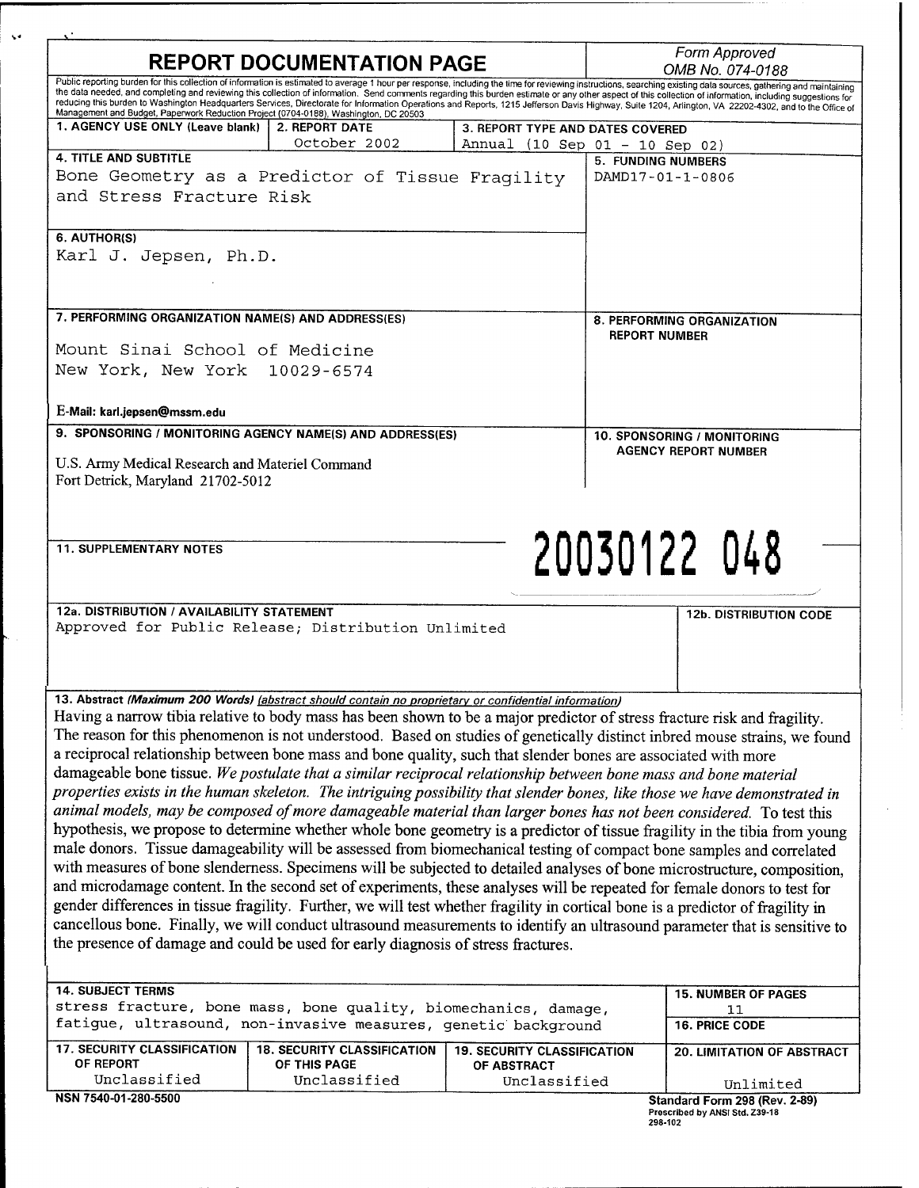# REPORT DOCUMENTATION PAGE

*Form Approved*
*OMB No. 074-0188*

Public reporting burden for this collection of information is estimated to average 1 hour per response, including the time for reviewing instructions, searching existing data sources, gathering and maintaining the data needed, and completing and reviewing this collection of information. Send comments regarding this burden estimate or any other aspect of this collection of information, including suggestions for reducing this burden to Washington Headquarters Services, Directorate for Information Operations and Reports, 1215 Jefferson Davis Highway, Suite 1204, Arlington, VA 22202-4302, and to the Office of Management and Budget, Paperwork Reduction Project (0704-0188), Washington, DC 20503

| 1. AGENCY USE ONLY (Leave blank) | 2. REPORT DATE | 3. REPORT TYPE AND DATES COVERED |
|---|---|---|
| | October 2002 | Annual (10 Sep 01 - 10 Sep 02) |

**4. TITLE AND SUBTITLE**
Bone Geometry as a Predictor of Tissue Fragility and Stress Fracture Risk

**5. FUNDING NUMBERS**
DAMD17-01-1-0806

**6. AUTHOR(S)**
Karl J. Jepsen, Ph.D.

**7. PERFORMING ORGANIZATION NAME(S) AND ADDRESS(ES)**
Mount Sinai School of Medicine
New York, New York 10029-6574

E-Mail: karl.jepsen@mssm.edu

**8. PERFORMING ORGANIZATION REPORT NUMBER**

**9. SPONSORING / MONITORING AGENCY NAME(S) AND ADDRESS(ES)**
U.S. Army Medical Research and Materiel Command
Fort Detrick, Maryland 21702-5012

**10. SPONSORING / MONITORING AGENCY REPORT NUMBER**

**11. SUPPLEMENTARY NOTES**

20030122 048

**12a. DISTRIBUTION / AVAILABILITY STATEMENT**
Approved for Public Release; Distribution Unlimited

**12b. DISTRIBUTION CODE**

**13. Abstract** *(Maximum 200 Words) (abstract should contain no proprietary or confidential information)*

Having a narrow tibia relative to body mass has been shown to be a major predictor of stress fracture risk and fragility. The reason for this phenomenon is not understood. Based on studies of genetically distinct inbred mouse strains, we found a reciprocal relationship between bone mass and bone quality, such that slender bones are associated with more damageable bone tissue. *We postulate that a similar reciprocal relationship between bone mass and bone material properties exists in the human skeleton. The intriguing possibility that slender bones, like those we have demonstrated in animal models, may be composed of more damageable material than larger bones has not been considered.* To test this hypothesis, we propose to determine whether whole bone geometry is a predictor of tissue fragility in the tibia from young male donors. Tissue damageability will be assessed from biomechanical testing of compact bone samples and correlated with measures of bone slenderness. Specimens will be subjected to detailed analyses of bone microstructure, composition, and microdamage content. In the second set of experiments, these analyses will be repeated for female donors to test for gender differences in tissue fragility. Further, we will test whether fragility in cortical bone is a predictor of fragility in cancellous bone. Finally, we will conduct ultrasound measurements to identify an ultrasound parameter that is sensitive to the presence of damage and could be used for early diagnosis of stress fractures.

| 14. SUBJECT TERMS | 15. NUMBER OF PAGES |
|---|---|
| stress fracture, bone mass, bone quality, biomechanics, damage, fatigue, ultrasound, non-invasive measures, genetic background | 11 |
| | **16. PRICE CODE** |

| 17. SECURITY CLASSIFICATION OF REPORT | 18. SECURITY CLASSIFICATION OF THIS PAGE | 19. SECURITY CLASSIFICATION OF ABSTRACT | 20. LIMITATION OF ABSTRACT |
|---|---|---|---|
| Unclassified | Unclassified | Unclassified | Unlimited |

NSN 7540-01-280-5500

Standard Form 298 (Rev. 2-89)
Prescribed by ANSI Std. Z39-18
298-102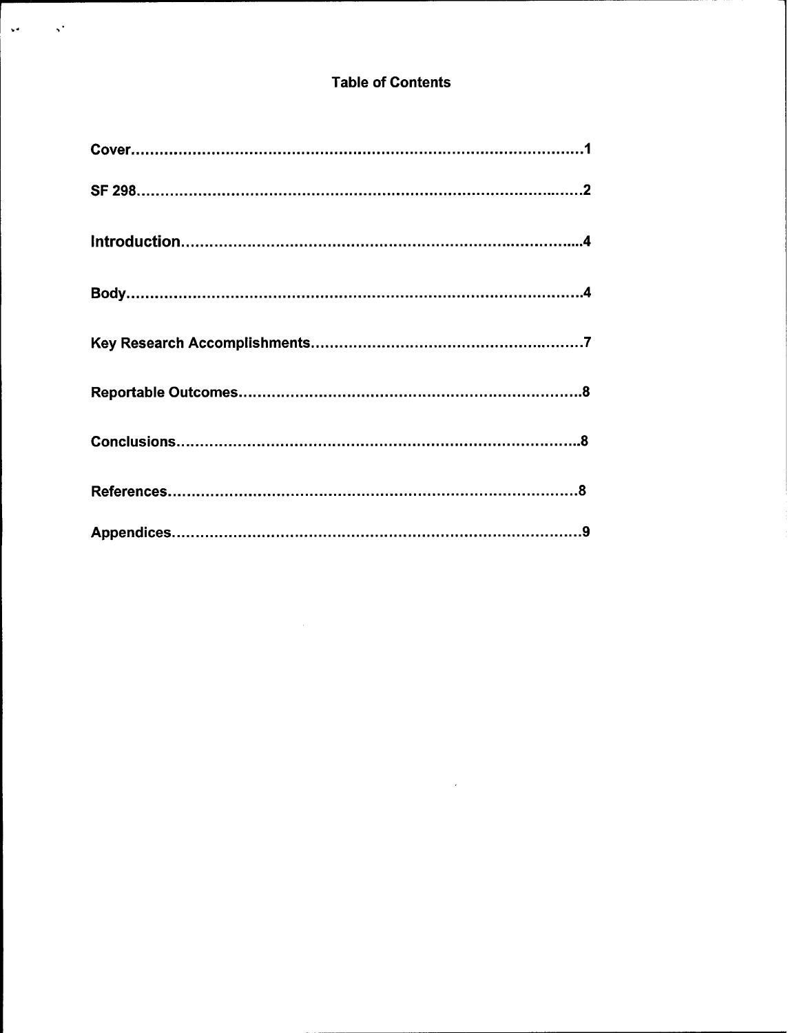# Table of Contents

| Section | Page |
|---|---|
| Cover | 1 |
| SF 298 | 2 |
| Introduction | 4 |
| Body | 4 |
| Key Research Accomplishments | 7 |
| Reportable Outcomes | 8 |
| Conclusions | 8 |
| References | 8 |
| Appendices | 9 |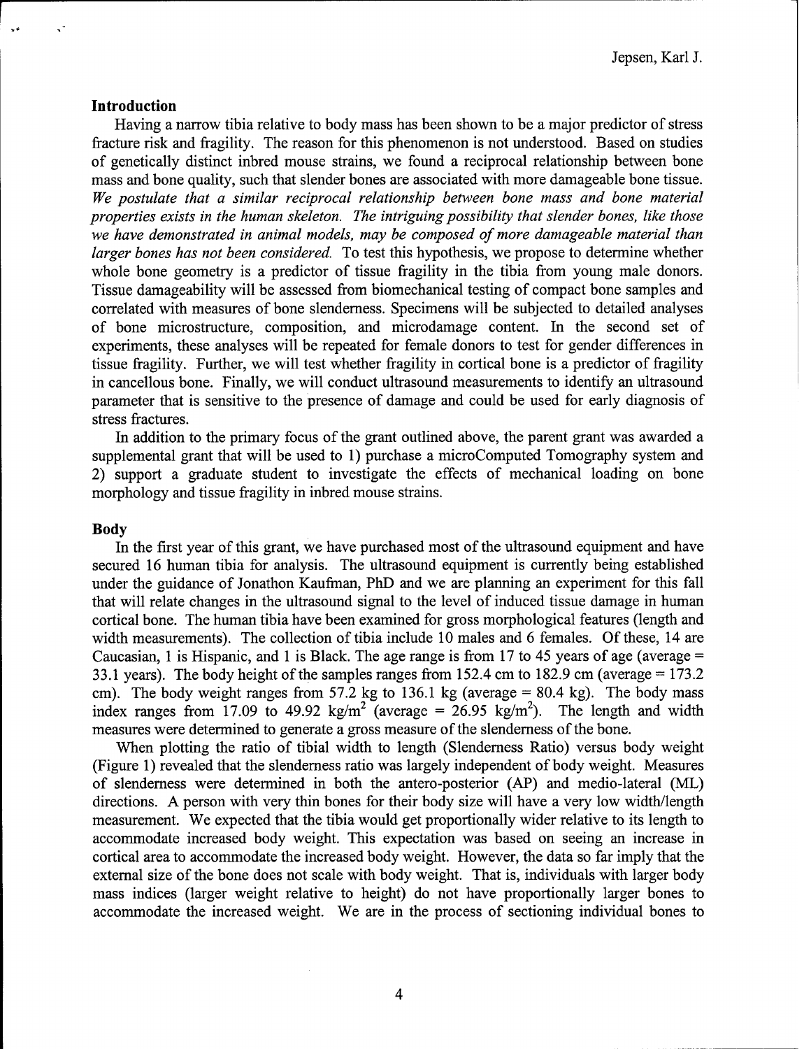## Introduction

Having a narrow tibia relative to body mass has been shown to be a major predictor of stress fracture risk and fragility. The reason for this phenomenon is not understood. Based on studies of genetically distinct inbred mouse strains, we found a reciprocal relationship between bone mass and bone quality, such that slender bones are associated with more damageable bone tissue. *We postulate that a similar reciprocal relationship between bone mass and bone material properties exists in the human skeleton. The intriguing possibility that slender bones, like those we have demonstrated in animal models, may be composed of more damageable material than larger bones has not been considered.* To test this hypothesis, we propose to determine whether whole bone geometry is a predictor of tissue fragility in the tibia from young male donors. Tissue damageability will be assessed from biomechanical testing of compact bone samples and correlated with measures of bone slenderness. Specimens will be subjected to detailed analyses of bone microstructure, composition, and microdamage content. In the second set of experiments, these analyses will be repeated for female donors to test for gender differences in tissue fragility. Further, we will test whether fragility in cortical bone is a predictor of fragility in cancellous bone. Finally, we will conduct ultrasound measurements to identify an ultrasound parameter that is sensitive to the presence of damage and could be used for early diagnosis of stress fractures.

In addition to the primary focus of the grant outlined above, the parent grant was awarded a supplemental grant that will be used to 1) purchase a microComputed Tomography system and 2) support a graduate student to investigate the effects of mechanical loading on bone morphology and tissue fragility in inbred mouse strains.

## Body

In the first year of this grant, we have purchased most of the ultrasound equipment and have secured 16 human tibia for analysis. The ultrasound equipment is currently being established under the guidance of Jonathon Kaufman, PhD and we are planning an experiment for this fall that will relate changes in the ultrasound signal to the level of induced tissue damage in human cortical bone. The human tibia have been examined for gross morphological features (length and width measurements). The collection of tibia include 10 males and 6 females. Of these, 14 are Caucasian, 1 is Hispanic, and 1 is Black. The age range is from 17 to 45 years of age (average = 33.1 years). The body height of the samples ranges from 152.4 cm to 182.9 cm (average = 173.2 cm). The body weight ranges from 57.2 kg to 136.1 kg (average = 80.4 kg). The body mass index ranges from 17.09 to 49.92 kg/m$^2$ (average = 26.95 kg/m$^2$). The length and width measures were determined to generate a gross measure of the slenderness of the bone.

When plotting the ratio of tibial width to length (Slenderness Ratio) versus body weight (Figure 1) revealed that the slenderness ratio was largely independent of body weight. Measures of slenderness were determined in both the antero-posterior (AP) and medio-lateral (ML) directions. A person with very thin bones for their body size will have a very low width/length measurement. We expected that the tibia would get proportionally wider relative to its length to accommodate increased body weight. This expectation was based on seeing an increase in cortical area to accommodate the increased body weight. However, the data so far imply that the external size of the bone does not scale with body weight. That is, individuals with larger body mass indices (larger weight relative to height) do not have proportionally larger bones to accommodate the increased weight. We are in the process of sectioning individual bones to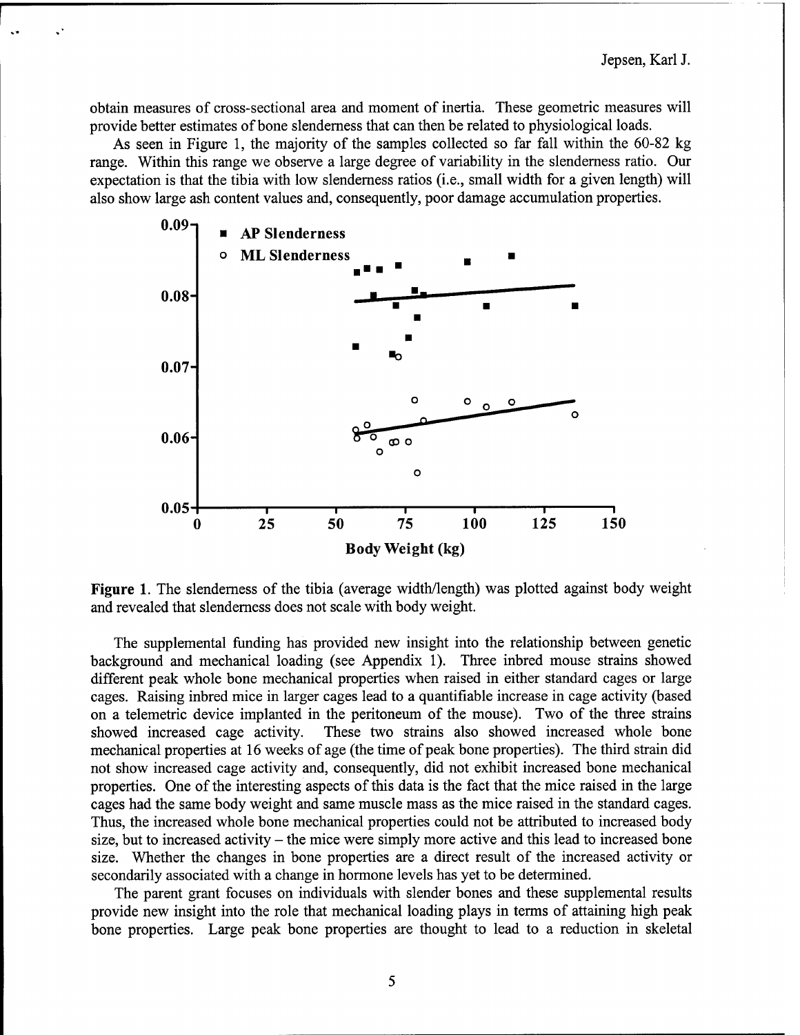obtain measures of cross-sectional area and moment of inertia. These geometric measures will provide better estimates of bone slenderness that can then be related to physiological loads.

As seen in Figure 1, the majority of the samples collected so far fall within the 60-82 kg range. Within this range we observe a large degree of variability in the slenderness ratio. Our expectation is that the tibia with low slenderness ratios (i.e., small width for a given length) will also show large ash content values and, consequently, poor damage accumulation properties.

**Figure 1.** The slenderness of the tibia (average width/length) was plotted against body weight and revealed that slenderness does not scale with body weight.

The supplemental funding has provided new insight into the relationship between genetic background and mechanical loading (see Appendix 1). Three inbred mouse strains showed different peak whole bone mechanical properties when raised in either standard cages or large cages. Raising inbred mice in larger cages lead to a quantifiable increase in cage activity (based on a telemetric device implanted in the peritoneum of the mouse). Two of the three strains showed increased cage activity. These two strains also showed increased whole bone mechanical properties at 16 weeks of age (the time of peak bone properties). The third strain did not show increased cage activity and, consequently, did not exhibit increased bone mechanical properties. One of the interesting aspects of this data is the fact that the mice raised in the large cages had the same body weight and same muscle mass as the mice raised in the standard cages. Thus, the increased whole bone mechanical properties could not be attributed to increased body size, but to increased activity – the mice were simply more active and this lead to increased bone size. Whether the changes in bone properties are a direct result of the increased activity or secondarily associated with a change in hormone levels has yet to be determined.

The parent grant focuses on individuals with slender bones and these supplemental results provide new insight into the role that mechanical loading plays in terms of attaining high peak bone properties. Large peak bone properties are thought to lead to a reduction in skeletal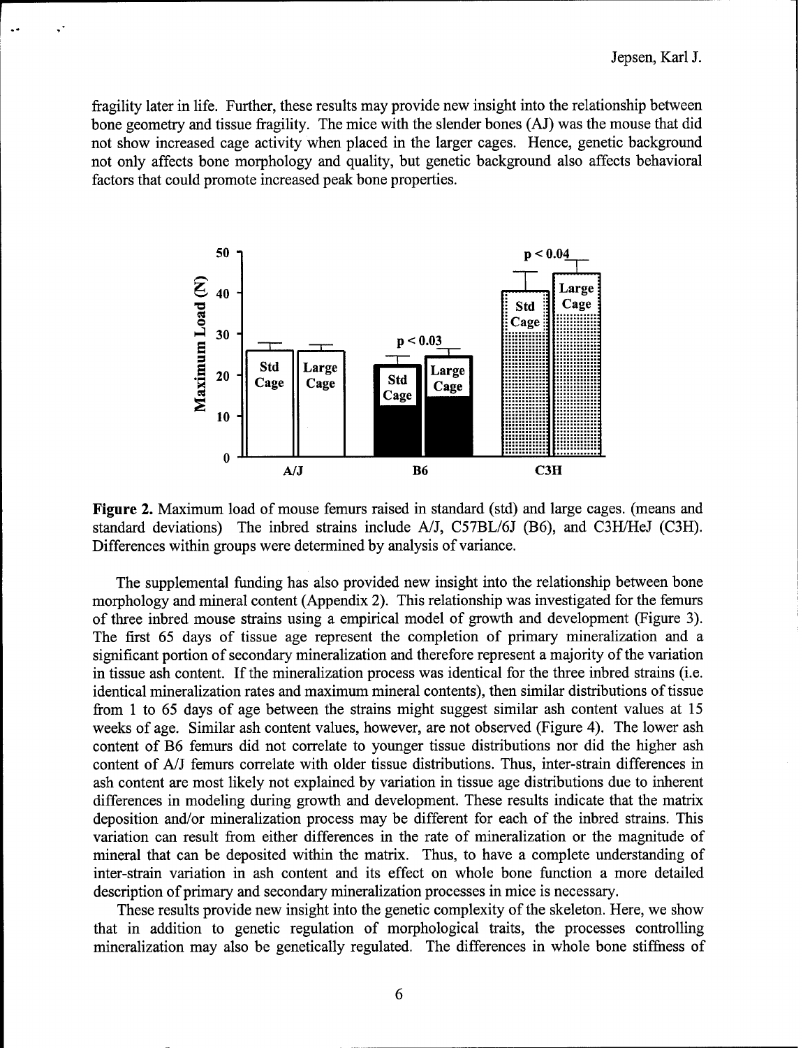fragility later in life. Further, these results may provide new insight into the relationship between bone geometry and tissue fragility. The mice with the slender bones (AJ) was the mouse that did not show increased cage activity when placed in the larger cages. Hence, genetic background not only affects bone morphology and quality, but genetic background also affects behavioral factors that could promote increased peak bone properties.

**Figure 2.** Maximum load of mouse femurs raised in standard (std) and large cages. (means and standard deviations) The inbred strains include A/J, C57BL/6J (B6), and C3H/HeJ (C3H). Differences within groups were determined by analysis of variance.

The supplemental funding has also provided new insight into the relationship between bone morphology and mineral content (Appendix 2). This relationship was investigated for the femurs of three inbred mouse strains using a empirical model of growth and development (Figure 3). The first 65 days of tissue age represent the completion of primary mineralization and a significant portion of secondary mineralization and therefore represent a majority of the variation in tissue ash content. If the mineralization process was identical for the three inbred strains (i.e. identical mineralization rates and maximum mineral contents), then similar distributions of tissue from 1 to 65 days of age between the strains might suggest similar ash content values at 15 weeks of age. Similar ash content values, however, are not observed (Figure 4). The lower ash content of B6 femurs did not correlate to younger tissue distributions nor did the higher ash content of A/J femurs correlate with older tissue distributions. Thus, inter-strain differences in ash content are most likely not explained by variation in tissue age distributions due to inherent differences in modeling during growth and development. These results indicate that the matrix deposition and/or mineralization process may be different for each of the inbred strains. This variation can result from either differences in the rate of mineralization or the magnitude of mineral that can be deposited within the matrix. Thus, to have a complete understanding of inter-strain variation in ash content and its effect on whole bone function a more detailed description of primary and secondary mineralization processes in mice is necessary.

These results provide new insight into the genetic complexity of the skeleton. Here, we show that in addition to genetic regulation of morphological traits, the processes controlling mineralization may also be genetically regulated. The differences in whole bone stiffness of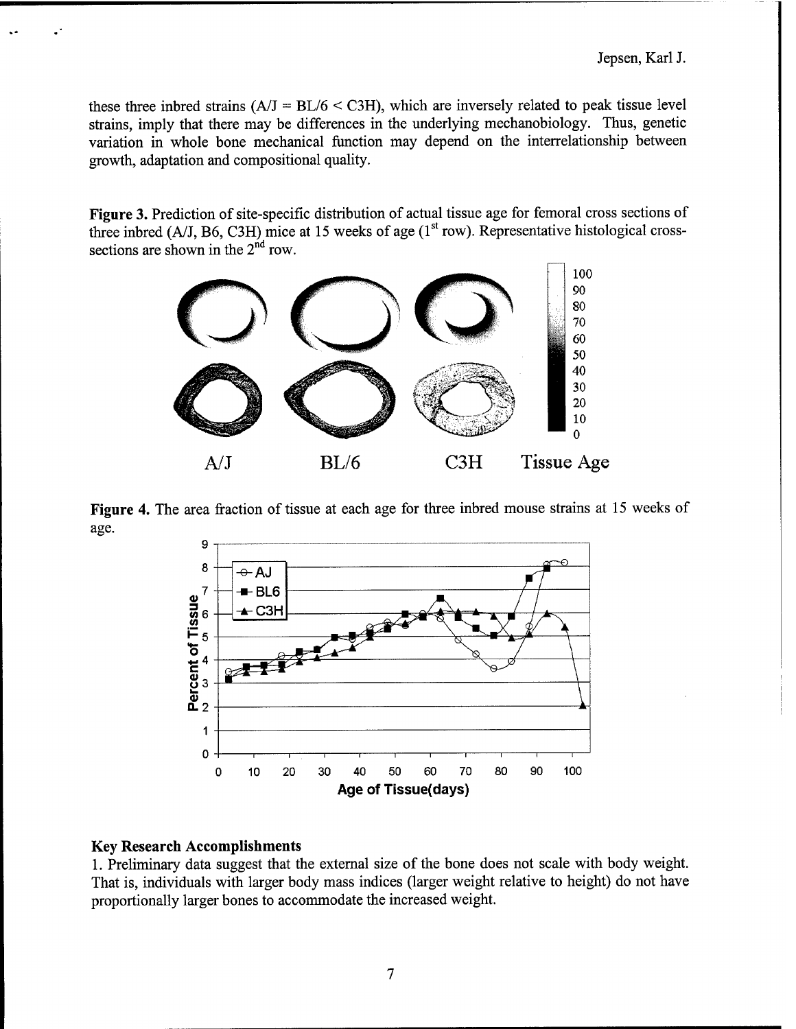these three inbred strains (A/J = BL/6 < C3H), which are inversely related to peak tissue level strains, imply that there may be differences in the underlying mechanobiology. Thus, genetic variation in whole bone mechanical function may depend on the interrelationship between growth, adaptation and compositional quality.

**Figure 3.** Prediction of site-specific distribution of actual tissue age for femoral cross sections of three inbred (A/J, B6, C3H) mice at 15 weeks of age (1st row). Representative histological cross-sections are shown in the 2nd row.

**Figure 4.** The area fraction of tissue at each age for three inbred mouse strains at 15 weeks of age.

### Key Research Accomplishments

1. Preliminary data suggest that the external size of the bone does not scale with body weight. That is, individuals with larger body mass indices (larger weight relative to height) do not have proportionally larger bones to accommodate the increased weight.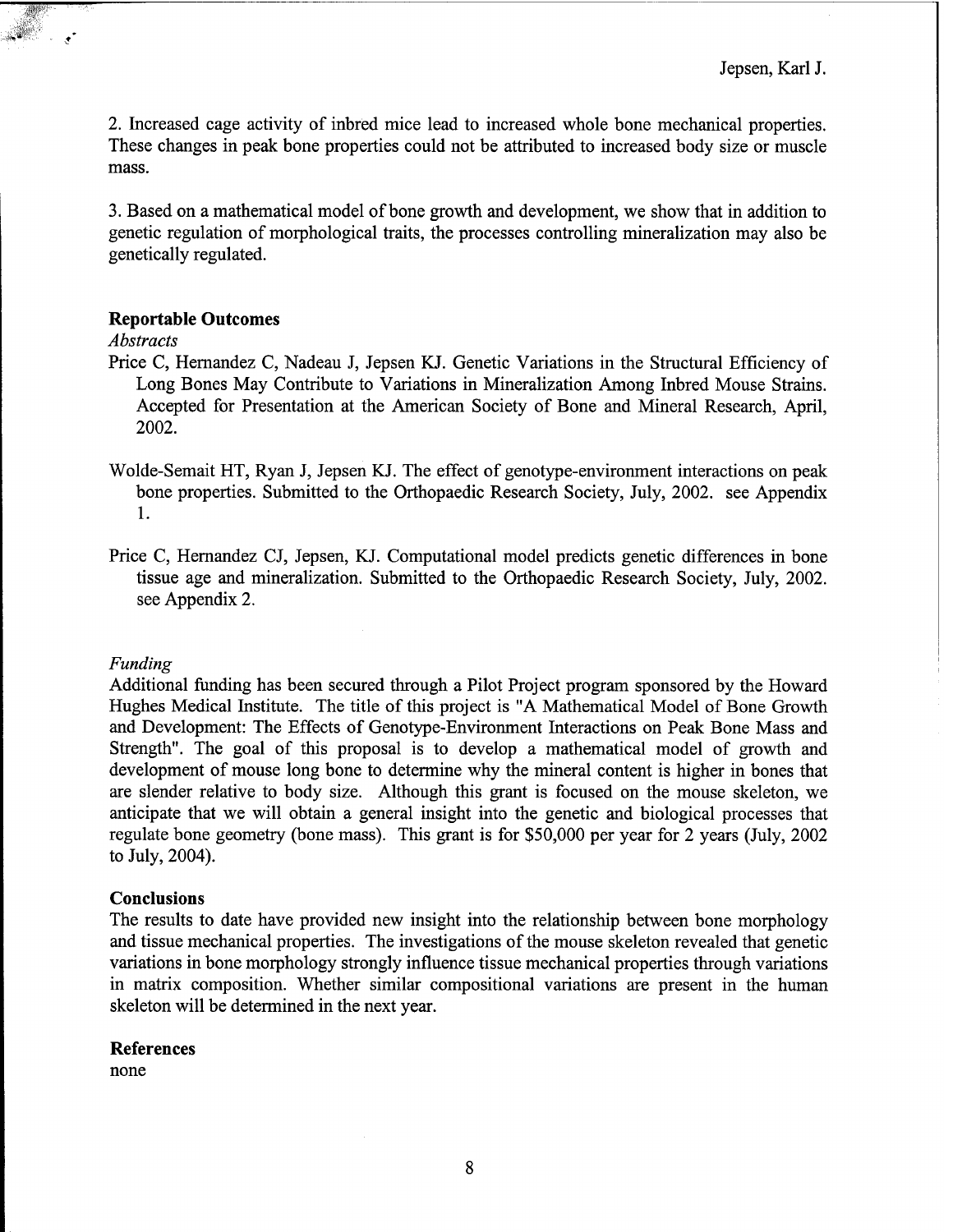2. Increased cage activity of inbred mice lead to increased whole bone mechanical properties. These changes in peak bone properties could not be attributed to increased body size or muscle mass.

3. Based on a mathematical model of bone growth and development, we show that in addition to genetic regulation of morphological traits, the processes controlling mineralization may also be genetically regulated.

## Reportable Outcomes

*Abstracts*

Price C, Hernandez C, Nadeau J, Jepsen KJ. Genetic Variations in the Structural Efficiency of Long Bones May Contribute to Variations in Mineralization Among Inbred Mouse Strains. Accepted for Presentation at the American Society of Bone and Mineral Research, April, 2002.

Wolde-Semait HT, Ryan J, Jepsen KJ. The effect of genotype-environment interactions on peak bone properties. Submitted to the Orthopaedic Research Society, July, 2002. see Appendix 1.

Price C, Hernandez CJ, Jepsen, KJ. Computational model predicts genetic differences in bone tissue age and mineralization. Submitted to the Orthopaedic Research Society, July, 2002. see Appendix 2.

*Funding*

Additional funding has been secured through a Pilot Project program sponsored by the Howard Hughes Medical Institute. The title of this project is "A Mathematical Model of Bone Growth and Development: The Effects of Genotype-Environment Interactions on Peak Bone Mass and Strength". The goal of this proposal is to develop a mathematical model of growth and development of mouse long bone to determine why the mineral content is higher in bones that are slender relative to body size. Although this grant is focused on the mouse skeleton, we anticipate that we will obtain a general insight into the genetic and biological processes that regulate bone geometry (bone mass). This grant is for \$50,000 per year for 2 years (July, 2002 to July, 2004).

## Conclusions

The results to date have provided new insight into the relationship between bone morphology and tissue mechanical properties. The investigations of the mouse skeleton revealed that genetic variations in bone morphology strongly influence tissue mechanical properties through variations in matrix composition. Whether similar compositional variations are present in the human skeleton will be determined in the next year.

## References

none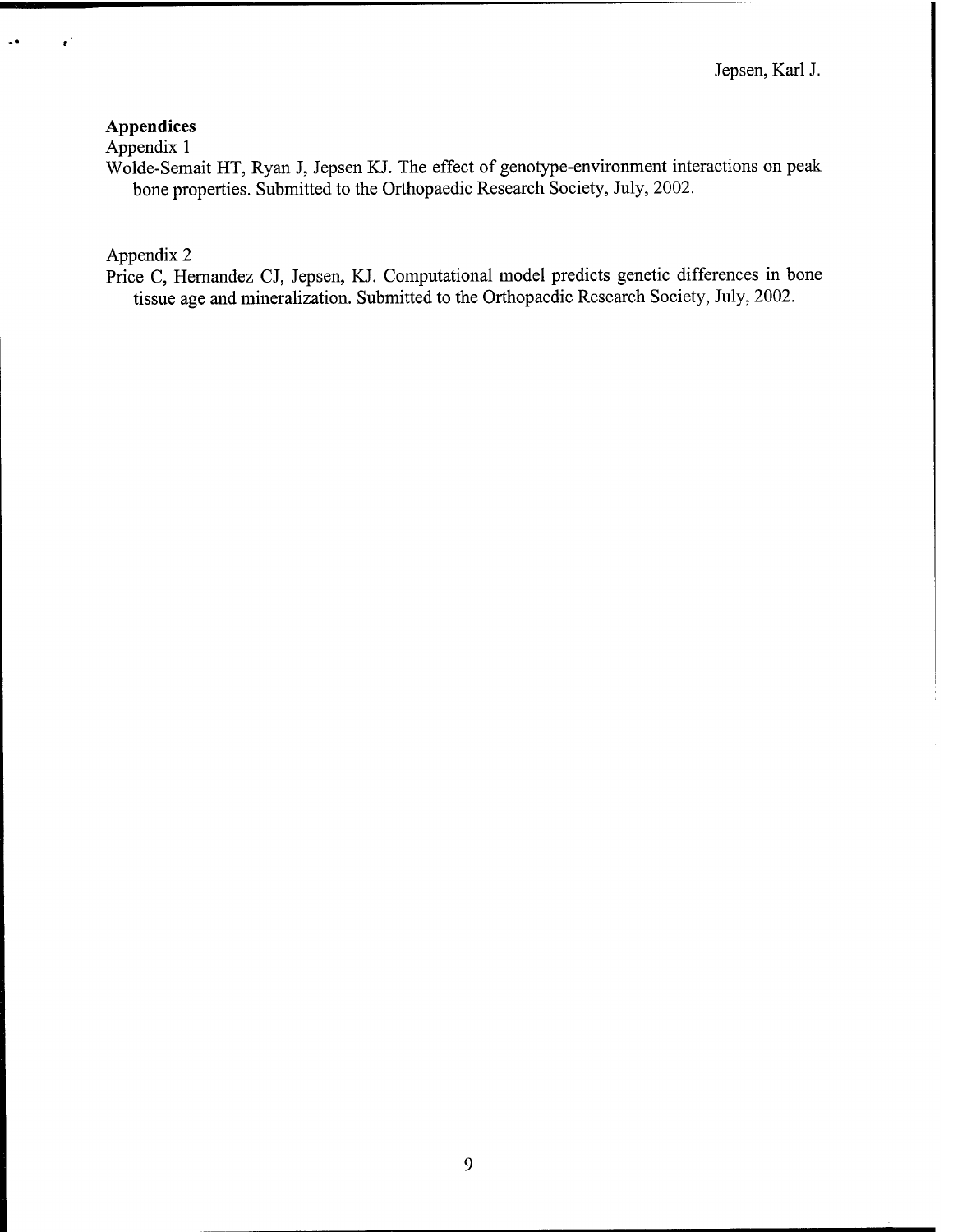**Appendices**

Appendix 1

Wolde-Semait HT, Ryan J, Jepsen KJ. The effect of genotype-environment interactions on peak bone properties. Submitted to the Orthopaedic Research Society, July, 2002.

Appendix 2

Price C, Hernandez CJ, Jepsen, KJ. Computational model predicts genetic differences in bone tissue age and mineralization. Submitted to the Orthopaedic Research Society, July, 2002.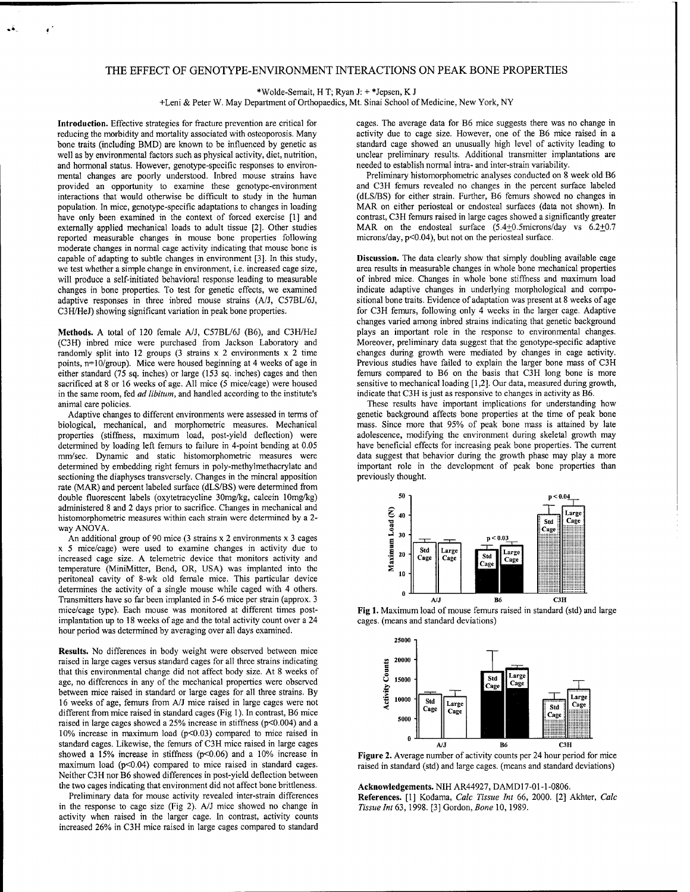# THE EFFECT OF GENOTYPE-ENVIRONMENT INTERACTIONS ON PEAK BONE PROPERTIES

*Wolde-Semait, H T; Ryan J: + *Jepsen, K J

+Leni & Peter W. May Department of Orthopaedics, Mt. Sinai School of Medicine, New York, NY

**Introduction.** Effective strategies for fracture prevention are critical for reducing the morbidity and mortality associated with osteoporosis. Many bone traits (including BMD) are known to be influenced by genetic as well as by environmental factors such as physical activity, diet, nutrition, and hormonal status. However, genotype-specific responses to environmental changes are poorly understood. Inbred mouse strains have provided an opportunity to examine these genotype-environment interactions that would otherwise be difficult to study in the human population. In mice, genotype-specific adaptations to changes in loading have only been examined in the context of forced exercise [1] and externally applied mechanical loads to adult tissue [2]. Other studies reported measurable changes in mouse bone properties following moderate changes in normal cage activity indicating that mouse bone is capable of adapting to subtle changes in environment [3]. In this study, we test whether a simple change in environment, i.e. increased cage size, will produce a self-initiated behavioral response leading to measurable changes in bone properties. To test for genetic effects, we examined adaptive responses in three inbred mouse strains (A/J, C57BL/6J, C3H/HeJ) showing significant variation in peak bone properties.

**Methods.** A total of 120 female A/J, C57BL/6J (B6), and C3H/HeJ (C3H) inbred mice were purchased from Jackson Laboratory and randomly split into 12 groups (3 strains x 2 environments x 2 time points, n=10/group). Mice were housed beginning at 4 weeks of age in either standard (75 sq. inches) or large (153 sq. inches) cages and then sacrificed at 8 or 16 weeks of age. All mice (5 mice/cage) were housed in the same room, fed *ad libitum*, and handled according to the institute's animal care policies.

Adaptive changes to different environments were assessed in terms of biological, mechanical, and morphometric measures. Mechanical properties (stiffness, maximum load, post-yield deflection) were determined by loading left femurs to failure in 4-point bending at 0.05 mm/sec. Dynamic and static histomorphometric measures were determined by embedding right femurs in poly-methylmethacrylate and sectioning the diaphyses transversely. Changes in the mineral apposition rate (MAR) and percent labeled surface (dLS/BS) were determined from double fluorescent labels (oxytetracycline 30mg/kg, calcein 10mg/kg) administered 8 and 2 days prior to sacrifice. Changes in mechanical and histomorphometric measures within each strain were determined by a 2-way ANOVA.

An additional group of 90 mice (3 strains x 2 environments x 3 cages x 5 mice/cage) were used to examine changes in activity due to increased cage size. A telemetric device that monitors activity and temperature (MiniMitter, Bend, OR, USA) was implanted into the peritoneal cavity of 8-wk old female mice. This particular device determines the activity of a single mouse while caged with 4 others. Transmitters have so far been implanted in 5-6 mice per strain (approx. 3 mice/cage type). Each mouse was monitored at different times post-implantation up to 18 weeks of age and the total activity count over a 24 hour period was determined by averaging over all days examined.

**Results.** No differences in body weight were observed between mice raised in large cages versus standard cages for all three strains indicating that this environmental change did not affect body size. At 8 weeks of age, no differences in any of the mechanical properties were observed between mice raised in standard or large cages for all three strains. By 16 weeks of age, femurs from A/J mice raised in large cages were not different from mice raised in standard cages (Fig 1). In contrast, B6 mice raised in large cages showed a 25% increase in stiffness ($p<0.004$) and a 10% increase in maximum load ($p<0.03$) compared to mice raised in standard cages. Likewise, the femurs of C3H mice raised in large cages showed a 15% increase in stiffness ($p<0.06$) and a 10% increase in maximum load ($p<0.04$) compared to mice raised in standard cages. Neither C3H nor B6 showed differences in post-yield deflection between the two cages indicating that environment did not affect bone brittleness.

Preliminary data for mouse activity revealed inter-strain differences in the response to cage size (Fig 2). A/J mice showed no change in activity when raised in the larger cage. In contrast, activity counts increased 26% in C3H mice raised in large cages compared to standard cages. The average data for B6 mice suggests there was no change in activity due to cage size. However, one of the B6 mice raised in a standard cage showed an unusually high level of activity leading to unclear preliminary results. Additional transmitter implantations are needed to establish normal intra- and inter-strain variability.

Preliminary histomorphometric analyses conducted on 8 week old B6 and C3H femurs revealed no changes in the percent surface labeled (dLS/BS) for either strain. Further, B6 femurs showed no changes in MAR on either periosteal or endosteal surfaces (data not shown). In contrast, C3H femurs raised in large cages showed a significantly greater MAR on the endosteal surface (5.4±0.5microns/day vs 6.2±0.7 microns/day, $p<0.04$), but not on the periosteal surface.

**Discussion.** The data clearly show that simply doubling available cage area results in measurable changes in whole bone mechanical properties of inbred mice. Changes in whole bone stiffness and maximum load indicate adaptive changes in underlying morphological and compositional bone traits. Evidence of adaptation was present at 8 weeks of age for C3H femurs, following only 4 weeks in the larger cage. Adaptive changes varied among inbred strains indicating that genetic background plays an important role in the response to environmental changes. Moreover, preliminary data suggest that the genotype-specific adaptive changes during growth were mediated by changes in cage activity. Previous studies have failed to explain the larger bone mass of C3H femurs compared to B6 on the basis that C3H long bone is more sensitive to mechanical loading [1,2]. Our data, measured during growth, indicate that C3H is just as responsive to changes in activity as B6.

These results have important implications for understanding how genetic background affects bone properties at the time of peak bone mass. Since more that 95% of peak bone mass is attained by late adolescence, modifying the environment during skeletal growth may have beneficial effects for increasing peak bone properties. The current data suggest that behavior during the growth phase may play a more important role in the development of peak bone properties than previously thought.

**Fig 1.** Maximum load of mouse femurs raised in standard (std) and large cages. (means and standard deviations)

**Figure 2.** Average number of activity counts per 24 hour period for mice raised in standard (std) and large cages. (means and standard deviations)

**Acknowledgements.** NIH AR44927, DAMD17-01-1-0806.

**References.** [1] Kodama, *Calc Tissue Int* 66, 2000. [2] Akhter, *Calc Tissue Int* 63, 1998. [3] Gordon, *Bone* 10, 1989.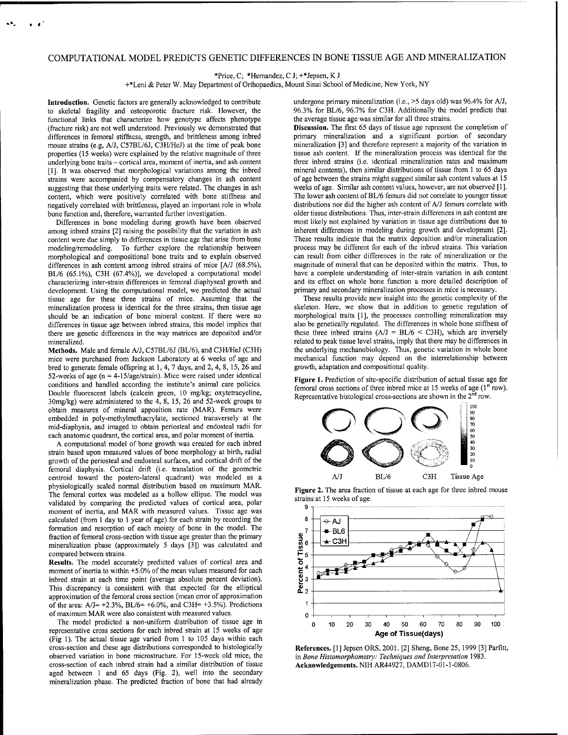# COMPUTATIONAL MODEL PREDICTS GENETIC DIFFERENCES IN BONE TISSUE AGE AND MINERALIZATION

*Price, C; *Hernandez, C J; +*Jepsen, K J

+*Leni & Peter W. May Department of Orthopaedics, Mount Sinai School of Medicine, New York, NY

**Introduction.** Genetic factors are generally acknowledged to contribute to skeletal fragility and osteoporotic fracture risk. However, the functional links that characterize how genotype affects phenotype (fracture risk) are not well understood. Previously we demonstrated that differences in femoral stiffness, strength, and brittleness among inbred mouse strains (e.g, A/J, C57BL/6J, C3H/HeJ) at the time of peak bone properties (15 weeks) were explained by the relative magnitude of three underlying bone traits – cortical area, moment of inertia, and ash content [1]. It was observed that morphological variations among the inbred strains were accompanied by compensatory changes in ash content suggesting that these underlying traits were related. The changes in ash content, which were positively correlated with bone stiffness and negatively correlated with brittleness, played an important role in whole bone function and, therefore, warranted further investigation.

Differences in bone modeling during growth have been observed among inbred strains [2] raising the possibility that the variation in ash content were due simply to differences in tissue age that arise from bone modeling/remodeling. To further explore the relationship between morphological and compositional bone traits and to explain observed differences in ash content among inbred strains of mice [A/J (68.5%), BL/6 (65.1%), C3H (67.4%)], we developed a computational model characterizing inter-strain differences in femoral diaphyseal growth and development. Using the computational model, we predicted the actual tissue age for these three strains of mice. Assuming that the mineralization process is identical for the three strains, then tissue age should be an indication of bone mineral content. If there were no differences in tissue age between inbred strains, this model implies that there are genetic differences in the way matrices are deposited and/or mineralized.

**Methods.** Male and female A/J, C57BL/6J (BL/6), and C3H/HeJ (C3H) mice were purchased from Jackson Laboratory at 6 weeks of age and bred to generate female offspring at 1, 4, 7 days, and 2, 4, 8, 15, 26 and 52-weeks of age (n = 4-15/age/strain). Mice were raised under identical conditions and handled according the institute's animal care policies. Double fluorescent labels (calcein green, 10 mg/kg; oxytetracycline, 30mg/kg) were administered to the 4, 8, 15, 26 and 52-week groups to obtain measures of mineral apposition rate (MAR). Femurs were embedded in poly-methylmethacrylate, sectioned transversely at the mid-diaphysis, and imaged to obtain periosteal and endosteal radii for each anatomic quadrant, the cortical area, and polar moment of inertia.

A computational model of bone growth was created for each inbred strain based upon measured values of bone morphology at birth, radial growth of the periosteal and endosteal surfaces, and cortical drift of the femoral diaphysis. Cortical drift (i.e. translation of the geometric centroid toward the postero-lateral quadrant) was modeled as a physiologically scaled normal distribution based on maximum MAR. The femoral cortex was modeled as a hollow ellipse. The model was validated by comparing the predicted values of cortical area, polar moment of inertia, and MAR with measured values. Tissue age was calculated (from 1 day to 1 year of age) for each strain by recording the formation and resorption of each moiety of bone in the model. The fraction of femoral cross-section with tissue age greater than the primary mineralization phase (approximately 5 days [3]) was calculated and compared between strains.

**Results.** The model accurately predicted values of cortical area and moment of inertia to within +5.0% of the mean values measured for each inbred strain at each time point (average absolute percent deviation). This discrepancy is consistent with that expected for the elliptical approximation of the femoral cross section (mean error of approximation of the area: A/J= +2.3%, BL/6= +6.0%, and C3H= +3.5%). Predictions of maximum MAR were also consistent with measured values.

The model predicted a non-uniform distribution of tissue age in representative cross sections for each inbred strain at 15 weeks of age (Fig 1). The actual tissue age varied from 1 to 105 days within each cross-section and these age distributions corresponded to histologically observed variation in bone microstructure. For 15-week old mice, the cross-section of each inbred strain had a similar distribution of tissue aged between 1 and 65 days (Fig. 2), well into the secondary mineralization phase. The predicted fraction of bone that had already undergone primary mineralization (i.e., >5 days old) was 96.4% for A/J, 96.3% for BL/6, 96.7% for C3H. Additionally the model predicts that the average tissue age was similar for all three strains.

**Discussion.** The first 65 days of tissue age represent the completion of primary mineralization and a significant portion of secondary mineralization [3] and therefore represent a majority of the variation in tissue ash content. If the mineralization process was identical for the three inbred strains (i.e. identical mineralization rates and maximum mineral contents), then similar distributions of tissue from 1 to 65 days of age between the strains might suggest similar ash content values at 15 weeks of age. Similar ash content values, however, are not observed [1]. The lower ash content of BL/6 femurs did not correlate to younger tissue distributions nor did the higher ash content of A/J femurs correlate with older tissue distributions. Thus, inter-strain differences in ash content are most likely not explained by variation in tissue age distributions due to inherent differences in modeling during growth and development [2]. These results indicate that the matrix deposition and/or mineralization process may be different for each of the inbred strains. This variation can result from either differences in the rate of mineralization or the magnitude of mineral that can be deposited within the matrix. Thus, to have a complete understanding of inter-strain variation in ash content and its effect on whole bone function a more detailed description of primary and secondary mineralization processes in mice is necessary.

These results provide new insight into the genetic complexity of the skeleton. Here, we show that in addition to genetic regulation of morphological traits [1], the processes controlling mineralization may also be genetically regulated. The differences in whole bone stiffness of these three inbred strains (A/J = BL/6 < C3H), which are inversely related to peak tissue level strains, imply that there may be differences in the underlying mechanobiology. Thus, genetic variation in whole bone mechanical function may depend on the interrelationship between growth, adaptation and compositional quality.

**Figure 1.** Prediction of site-specific distribution of actual tissue age for femoral cross sections of three inbred mice at 15 weeks of age (1st row). Representative histological cross-sections are shown in the 2nd row.

100
90
80
70
60
50
40
30
20
10
0

A/J BL/6 C3H Tissue Age

**Figure 2.** The area fraction of tissue at each age for three inbred mouse strains at 15 weeks of age.

AJ
BL6
C3H

Percent of Tissue
0 1 2 3 4 5 6 7 8 9

Age of Tissue(days)
0 10 20 30 40 50 60 70 80 90 100

**References.** [1] Jepsen ORS, 2001. [2] Sheng, Bone 25, 1999 [3] Parfitt, in *Bone Histomorphometry: Techniques and Interpretation* 1983.

**Acknowledgements.** NIH AR44927, DAMD17-01-1-0806.